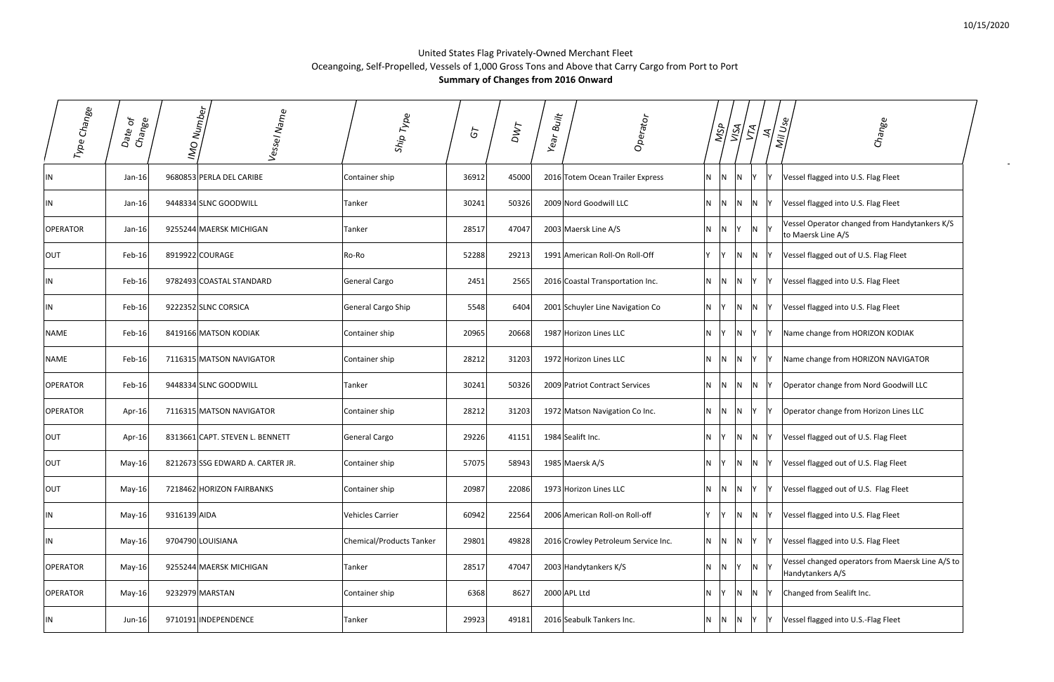10/15/2020

# United States Flag Privately-Owned Merchant Fleet

Oceangoing, Self-Propelled, Vessels of 1,000 Gross Tons and Above that Carry Cargo from Port to Port

**Summary of Changes from 2016 Onward**

| Type Change | Date of Change | IMO Number | Vessel Name | Ship Type | GT | DWT | Year Built | Operator | MSP | VISA | VTA | JA | Mil Use | Change |
|---|---|---|---|---|---|---|---|---|---|---|---|---|---|---|
| IN | Jan-16 | 9680853 | PERLA DEL CARIBE | Container ship | 36912 | 45000 | 2016 | Totem Ocean Trailer Express | N | N | N | Y | Y | Vessel flagged into U.S. Flag Fleet |
| IN | Jan-16 | 9448334 | SLNC GOODWILL | Tanker | 30241 | 50326 | 2009 | Nord Goodwill LLC | N | N | N | N | Y | Vessel flagged into U.S. Flag Fleet |
| OPERATOR | Jan-16 | 9255244 | MAERSK MICHIGAN | Tanker | 28517 | 47047 | 2003 | Maersk Line A/S | N | N | Y | N | Y | Vessel Operator changed from Handytankers K/S to Maersk Line A/S |
| OUT | Feb-16 | 8919922 | COURAGE | Ro-Ro | 52288 | 29213 | 1991 | American Roll-On Roll-Off | Y | Y | N | N | Y | Vessel flagged out of U.S. Flag Fleet |
| IN | Feb-16 | 9782493 | COASTAL STANDARD | General Cargo | 2451 | 2565 | 2016 | Coastal Transportation Inc. | N | N | N | Y | Y | Vessel flagged into U.S. Flag Fleet |
| IN | Feb-16 | 9222352 | SLNC CORSICA | General Cargo Ship | 5548 | 6404 | 2001 | Schuyler Line Navigation Co | N | Y | N | N | Y | Vessel flagged into U.S. Flag Fleet |
| NAME | Feb-16 | 8419166 | MATSON KODIAK | Container ship | 20965 | 20668 | 1987 | Horizon Lines LLC | N | Y | N | Y | Y | Name change from HORIZON KODIAK |
| NAME | Feb-16 | 7116315 | MATSON NAVIGATOR | Container ship | 28212 | 31203 | 1972 | Horizon Lines LLC | N | N | N | Y | Y | Name change from HORIZON NAVIGATOR |
| OPERATOR | Feb-16 | 9448334 | SLNC GOODWILL | Tanker | 30241 | 50326 | 2009 | Patriot Contract Services | N | N | N | N | Y | Operator change from Nord Goodwill LLC |
| OPERATOR | Apr-16 | 7116315 | MATSON NAVIGATOR | Container ship | 28212 | 31203 | 1972 | Matson Navigation Co Inc. | N | N | N | Y | Y | Operator change from Horizon Lines LLC |
| OUT | Apr-16 | 8313661 | CAPT. STEVEN L. BENNETT | General Cargo | 29226 | 41151 | 1984 | Sealift Inc. | N | Y | N | N | Y | Vessel flagged out of U.S. Flag Fleet |
| OUT | May-16 | 8212673 | SSG EDWARD A. CARTER JR. | Container ship | 57075 | 58943 | 1985 | Maersk A/S | N | Y | N | N | Y | Vessel flagged out of U.S. Flag Fleet |
| OUT | May-16 | 7218462 | HORIZON FAIRBANKS | Container ship | 20987 | 22086 | 1973 | Horizon Lines LLC | N | N | N | Y | Y | Vessel flagged out of U.S. Flag Fleet |
| IN | May-16 | 9316139 | AIDA | Vehicles Carrier | 60942 | 22564 | 2006 | American Roll-on Roll-off | Y | Y | N | N | Y | Vessel flagged into U.S. Flag Fleet |
| IN | May-16 | 9704790 | LOUISIANA | Chemical/Products Tanker | 29801 | 49828 | 2016 | Crowley Petroleum Service Inc. | N | N | N | Y | Y | Vessel flagged into U.S. Flag Fleet |
| OPERATOR | May-16 | 9255244 | MAERSK MICHIGAN | Tanker | 28517 | 47047 | 2003 | Handytankers K/S | N | N | Y | N | Y | Vessel changed operators from Maersk Line A/S to Handytankers A/S |
| OPERATOR | May-16 | 9232979 | MARSTAN | Container ship | 6368 | 8627 | 2000 | APL Ltd | N | Y | N | N | Y | Changed from Sealift Inc. |
| IN | Jun-16 | 9710191 | INDEPENDENCE | Tanker | 29923 | 49181 | 2016 | Seabulk Tankers Inc. | N | N | N | Y | Y | Vessel flagged into U.S.-Flag Fleet |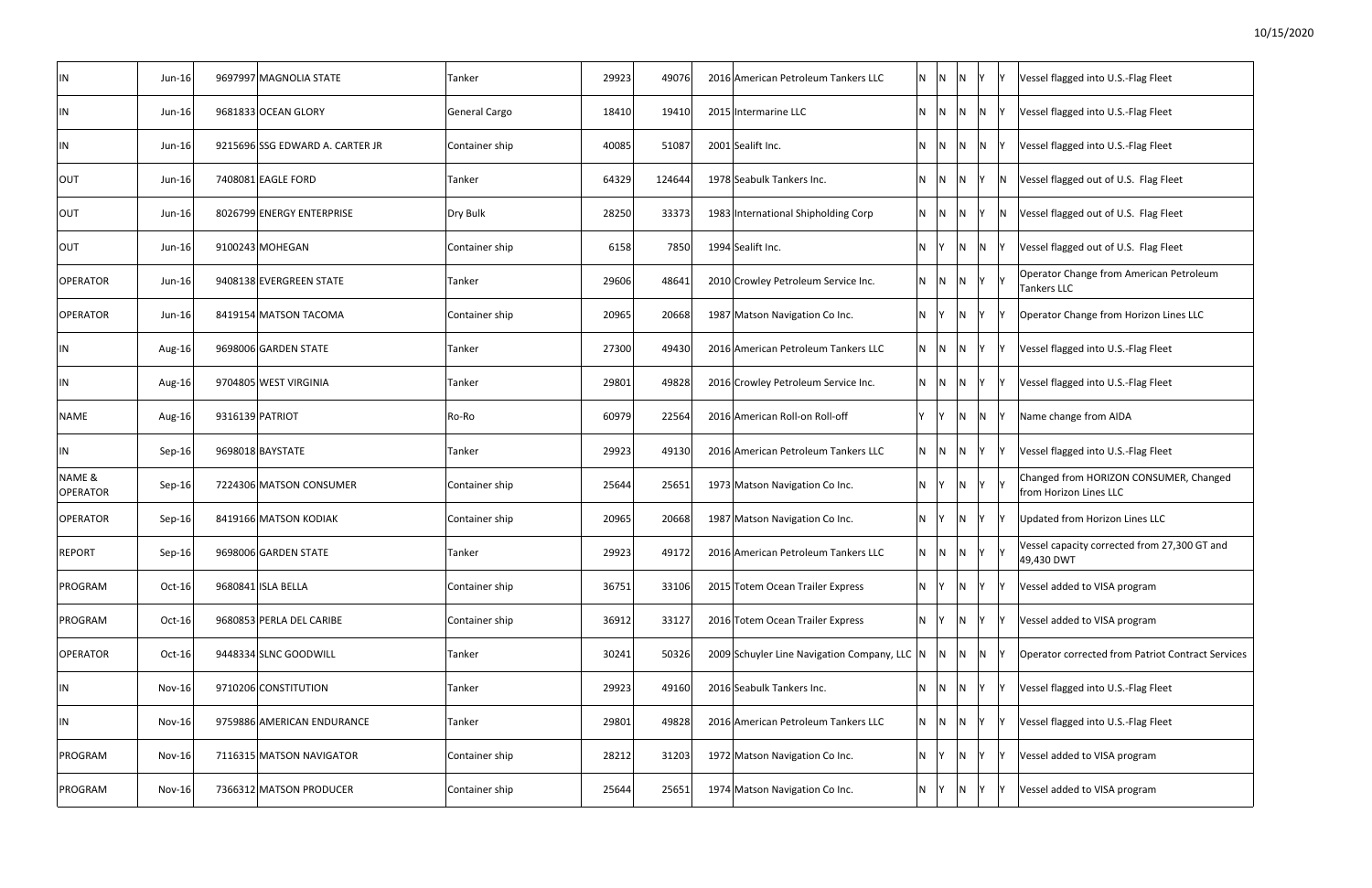| | | | | | | | | | | | | | | |
|---|---|---|---|---|---|---|---|---|---|---|---|---|---|---|
| IN | Jun-16 | 9697997 | MAGNOLIA STATE | Tanker | 29923 | 49076 | 2016 | American Petroleum Tankers LLC | N | N | N | Y | Y | Vessel flagged into U.S.-Flag Fleet |
| IN | Jun-16 | 9681833 | OCEAN GLORY | General Cargo | 18410 | 19410 | 2015 | Intermarine LLC | N | N | N | N | Y | Vessel flagged into U.S.-Flag Fleet |
| IN | Jun-16 | 9215696 | SSG EDWARD A. CARTER JR | Container ship | 40085 | 51087 | 2001 | Sealift Inc. | N | N | N | N | Y | Vessel flagged into U.S.-Flag Fleet |
| OUT | Jun-16 | 7408081 | EAGLE FORD | Tanker | 64329 | 124644 | 1978 | Seabulk Tankers Inc. | N | N | N | Y | N | Vessel flagged out of U.S. Flag Fleet |
| OUT | Jun-16 | 8026799 | ENERGY ENTERPRISE | Dry Bulk | 28250 | 33373 | 1983 | International Shipholding Corp | N | N | N | Y | N | Vessel flagged out of U.S. Flag Fleet |
| OUT | Jun-16 | 9100243 | MOHEGAN | Container ship | 6158 | 7850 | 1994 | Sealift Inc. | N | Y | N | N | Y | Vessel flagged out of U.S. Flag Fleet |
| OPERATOR | Jun-16 | 9408138 | EVERGREEN STATE | Tanker | 29606 | 48641 | 2010 | Crowley Petroleum Service Inc. | N | N | N | Y | Y | Operator Change from American Petroleum Tankers LLC |
| OPERATOR | Jun-16 | 8419154 | MATSON TACOMA | Container ship | 20965 | 20668 | 1987 | Matson Navigation Co Inc. | N | Y | N | Y | Y | Operator Change from Horizon Lines LLC |
| IN | Aug-16 | 9698006 | GARDEN STATE | Tanker | 27300 | 49430 | 2016 | American Petroleum Tankers LLC | N | N | N | Y | Y | Vessel flagged into U.S.-Flag Fleet |
| IN | Aug-16 | 9704805 | WEST VIRGINIA | Tanker | 29801 | 49828 | 2016 | Crowley Petroleum Service Inc. | N | N | N | Y | Y | Vessel flagged into U.S.-Flag Fleet |
| NAME | Aug-16 | 9316139 | PATRIOT | Ro-Ro | 60979 | 22564 | 2016 | American Roll-on Roll-off | Y | Y | N | N | Y | Name change from AIDA |
| IN | Sep-16 | 9698018 | BAYSTATE | Tanker | 29923 | 49130 | 2016 | American Petroleum Tankers LLC | N | N | N | Y | Y | Vessel flagged into U.S.-Flag Fleet |
| NAME & OPERATOR | Sep-16 | 7224306 | MATSON CONSUMER | Container ship | 25644 | 25651 | 1973 | Matson Navigation Co Inc. | N | Y | N | Y | Y | Changed from HORIZON CONSUMER, Changed from Horizon Lines LLC |
| OPERATOR | Sep-16 | 8419166 | MATSON KODIAK | Container ship | 20965 | 20668 | 1987 | Matson Navigation Co Inc. | N | Y | N | Y | Y | Updated from Horizon Lines LLC |
| REPORT | Sep-16 | 9698006 | GARDEN STATE | Tanker | 29923 | 49172 | 2016 | American Petroleum Tankers LLC | N | N | N | Y | Y | Vessel capacity corrected from 27,300 GT and 49,430 DWT |
| PROGRAM | Oct-16 | 9680841 | ISLA BELLA | Container ship | 36751 | 33106 | 2015 | Totem Ocean Trailer Express | N | Y | N | Y | Y | Vessel added to VISA program |
| PROGRAM | Oct-16 | 9680853 | PERLA DEL CARIBE | Container ship | 36912 | 33127 | 2016 | Totem Ocean Trailer Express | N | Y | N | Y | Y | Vessel added to VISA program |
| OPERATOR | Oct-16 | 9448334 | SLNC GOODWILL | Tanker | 30241 | 50326 | 2009 | Schuyler Line Navigation Company, LLC | N | N | N | N | Y | Operator corrected from Patriot Contract Services |
| IN | Nov-16 | 9710206 | CONSTITUTION | Tanker | 29923 | 49160 | 2016 | Seabulk Tankers Inc. | N | N | N | Y | Y | Vessel flagged into U.S.-Flag Fleet |
| IN | Nov-16 | 9759886 | AMERICAN ENDURANCE | Tanker | 29801 | 49828 | 2016 | American Petroleum Tankers LLC | N | N | N | Y | Y | Vessel flagged into U.S.-Flag Fleet |
| PROGRAM | Nov-16 | 7116315 | MATSON NAVIGATOR | Container ship | 28212 | 31203 | 1972 | Matson Navigation Co Inc. | N | Y | N | Y | Y | Vessel added to VISA program |
| PROGRAM | Nov-16 | 7366312 | MATSON PRODUCER | Container ship | 25644 | 25651 | 1974 | Matson Navigation Co Inc. | N | Y | N | Y | Y | Vessel added to VISA program |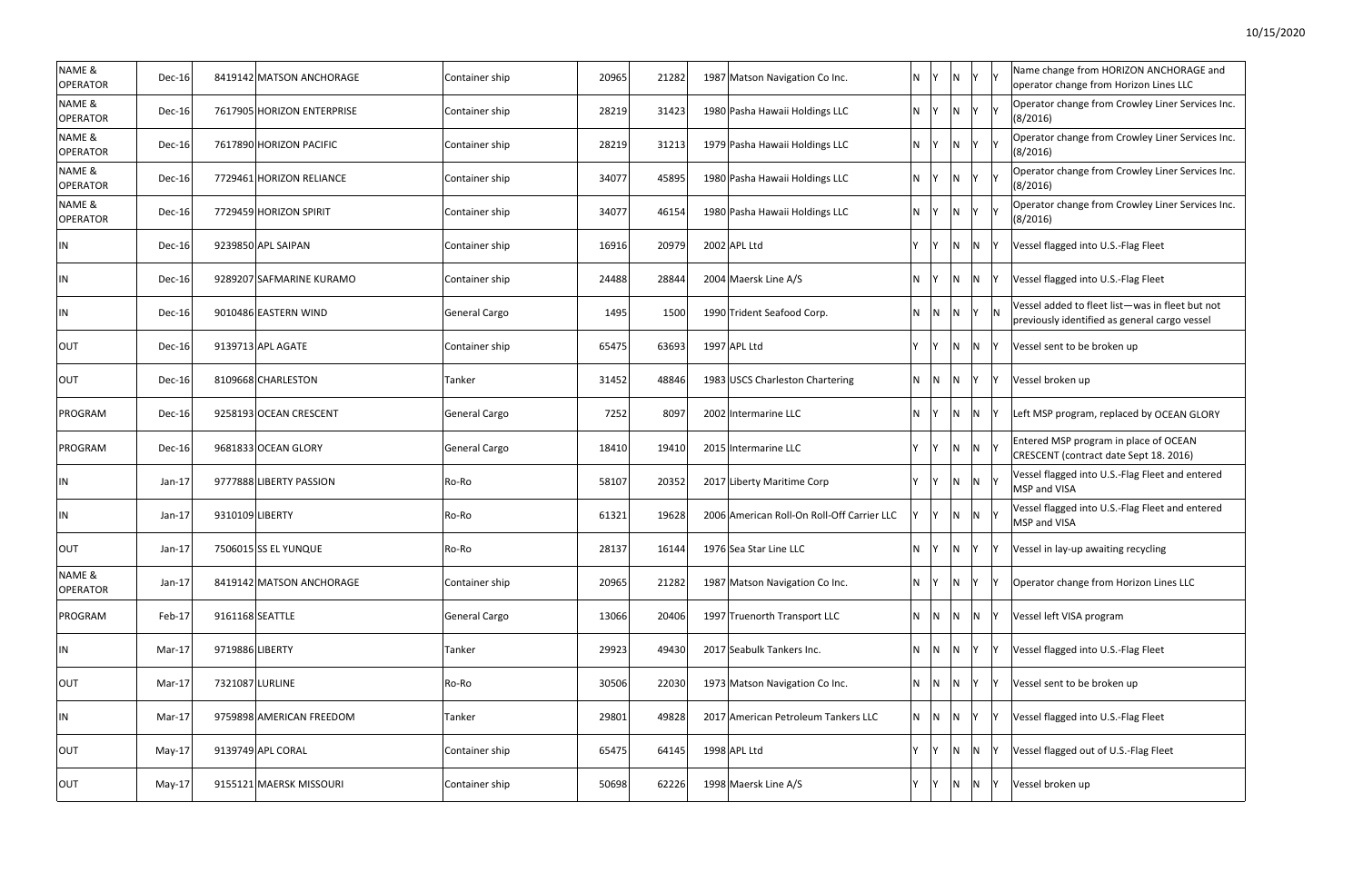| NAME & OPERATOR | Dec-16 | 8419142 | MATSON ANCHORAGE | Container ship | 20965 | 21282 | 1987 | Matson Navigation Co Inc. | N | Y | N | Y | Y | Name change from HORIZON ANCHORAGE and operator change from Horizon Lines LLC |
|---|---|---|---|---|---|---|---|---|---|---|---|---|---|---|
| NAME & OPERATOR | Dec-16 | 7617905 | HORIZON ENTERPRISE | Container ship | 28219 | 31423 | 1980 | Pasha Hawaii Holdings LLC | N | Y | N | Y | Y | Operator change from Crowley Liner Services Inc. (8/2016) |
| NAME & OPERATOR | Dec-16 | 7617890 | HORIZON PACIFIC | Container ship | 28219 | 31213 | 1979 | Pasha Hawaii Holdings LLC | N | Y | N | Y | Y | Operator change from Crowley Liner Services Inc. (8/2016) |
| NAME & OPERATOR | Dec-16 | 7729461 | HORIZON RELIANCE | Container ship | 34077 | 45895 | 1980 | Pasha Hawaii Holdings LLC | N | Y | N | Y | Y | Operator change from Crowley Liner Services Inc. (8/2016) |
| NAME & OPERATOR | Dec-16 | 7729459 | HORIZON SPIRIT | Container ship | 34077 | 46154 | 1980 | Pasha Hawaii Holdings LLC | N | Y | N | Y | Y | Operator change from Crowley Liner Services Inc. (8/2016) |
| IN | Dec-16 | 9239850 | APL SAIPAN | Container ship | 16916 | 20979 | 2002 | APL Ltd | Y | Y | N | N | Y | Vessel flagged into U.S.-Flag Fleet |
| IN | Dec-16 | 9289207 | SAFMARINE KURAMO | Container ship | 24488 | 28844 | 2004 | Maersk Line A/S | N | Y | N | N | Y | Vessel flagged into U.S.-Flag Fleet |
| IN | Dec-16 | 9010486 | EASTERN WIND | General Cargo | 1495 | 1500 | 1990 | Trident Seafood Corp. | N | N | N | Y | N | Vessel added to fleet list—was in fleet but not previously identified as general cargo vessel |
| OUT | Dec-16 | 9139713 | APL AGATE | Container ship | 65475 | 63693 | 1997 | APL Ltd | Y | Y | N | N | Y | Vessel sent to be broken up |
| OUT | Dec-16 | 8109668 | CHARLESTON | Tanker | 31452 | 48846 | 1983 | USCS Charleston Chartering | N | N | N | Y | Y | Vessel broken up |
| PROGRAM | Dec-16 | 9258193 | OCEAN CRESCENT | General Cargo | 7252 | 8097 | 2002 | Intermarine LLC | N | Y | N | N | Y | Left MSP program, replaced by OCEAN GLORY |
| PROGRAM | Dec-16 | 9681833 | OCEAN GLORY | General Cargo | 18410 | 19410 | 2015 | Intermarine LLC | Y | Y | N | N | Y | Entered MSP program in place of OCEAN CRESCENT (contract date Sept 18. 2016) |
| IN | Jan-17 | 9777888 | LIBERTY PASSION | Ro-Ro | 58107 | 20352 | 2017 | Liberty Maritime Corp | Y | Y | N | N | Y | Vessel flagged into U.S.-Flag Fleet and entered MSP and VISA |
| IN | Jan-17 | 9310109 | LIBERTY | Ro-Ro | 61321 | 19628 | 2006 | American Roll-On Roll-Off Carrier LLC | Y | Y | N | N | Y | Vessel flagged into U.S.-Flag Fleet and entered MSP and VISA |
| OUT | Jan-17 | 7506015 | SS EL YUNQUE | Ro-Ro | 28137 | 16144 | 1976 | Sea Star Line LLC | N | Y | N | Y | Y | Vessel in lay-up awaiting recycling |
| NAME & OPERATOR | Jan-17 | 8419142 | MATSON ANCHORAGE | Container ship | 20965 | 21282 | 1987 | Matson Navigation Co Inc. | N | Y | N | Y | Y | Operator change from Horizon Lines LLC |
| PROGRAM | Feb-17 | 9161168 | SEATTLE | General Cargo | 13066 | 20406 | 1997 | Truenorth Transport LLC | N | N | N | N | Y | Vessel left VISA program |
| IN | Mar-17 | 9719886 | LIBERTY | Tanker | 29923 | 49430 | 2017 | Seabulk Tankers Inc. | N | N | N | Y | Y | Vessel flagged into U.S.-Flag Fleet |
| OUT | Mar-17 | 7321087 | LURLINE | Ro-Ro | 30506 | 22030 | 1973 | Matson Navigation Co Inc. | N | N | N | Y | Y | Vessel sent to be broken up |
| IN | Mar-17 | 9759898 | AMERICAN FREEDOM | Tanker | 29801 | 49828 | 2017 | American Petroleum Tankers LLC | N | N | N | Y | Y | Vessel flagged into U.S.-Flag Fleet |
| OUT | May-17 | 9139749 | APL CORAL | Container ship | 65475 | 64145 | 1998 | APL Ltd | Y | Y | N | N | Y | Vessel flagged out of U.S.-Flag Fleet |
| OUT | May-17 | 9155121 | MAERSK MISSOURI | Container ship | 50698 | 62226 | 1998 | Maersk Line A/S | Y | Y | N | N | Y | Vessel broken up |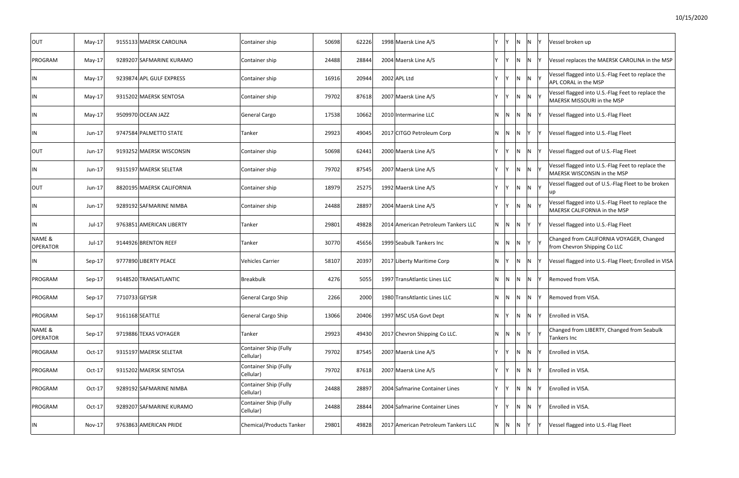| OUT | May-17 | 9155133 | MAERSK CAROLINA | Container ship | 50698 | 62226 | 1998 | Maersk Line A/S | Y | Y | N | N | Y | Vessel broken up |
|---|---|---|---|---|---|---|---|---|---|---|---|---|---|---|
| PROGRAM | May-17 | 9289207 | SAFMARINE KURAMO | Container ship | 24488 | 28844 | 2004 | Maersk Line A/S | Y | Y | N | N | Y | Vessel replaces the MAERSK CAROLINA in the MSP |
| IN | May-17 | 9239874 | APL GULF EXPRESS | Container ship | 16916 | 20944 | 2002 | APL Ltd | Y | Y | N | N | Y | Vessel flagged into U.S.-Flag Feet to replace the APL CORAL in the MSP |
| IN | May-17 | 9315202 | MAERSK SENTOSA | Container ship | 79702 | 87618 | 2007 | Maersk Line A/S | Y | Y | N | N | Y | Vessel flagged into U.S.-Flag Feet to replace the MAERSK MISSOURI in the MSP |
| IN | May-17 | 9509970 | OCEAN JAZZ | General Cargo | 17538 | 10662 | 2010 | Intermarine LLC | N | N | N | N | Y | Vessel flagged into U.S.-Flag Fleet |
| IN | Jun-17 | 9747584 | PALMETTO STATE | Tanker | 29923 | 49045 | 2017 | CITGO Petroleum Corp | N | N | N | Y | Y | Vessel flagged into U.S.-Flag Fleet |
| OUT | Jun-17 | 9193252 | MAERSK WISCONSIN | Container ship | 50698 | 62441 | 2000 | Maersk Line A/S | Y | Y | N | N | Y | Vessel flagged out of U.S.-Flag Fleet |
| IN | Jun-17 | 9315197 | MAERSK SELETAR | Container ship | 79702 | 87545 | 2007 | Maersk Line A/S | Y | Y | N | N | Y | Vessel flagged into U.S.-Flag Feet to replace the MAERSK WISCONSIN in the MSP |
| OUT | Jun-17 | 8820195 | MAERSK CALIFORNIA | Container ship | 18979 | 25275 | 1992 | Maersk Line A/S | Y | Y | N | N | Y | Vessel flagged out of U.S.-Flag Fleet to be broken up |
| IN | Jun-17 | 9289192 | SAFMARINE NIMBA | Container ship | 24488 | 28897 | 2004 | Maersk Line A/S | Y | Y | N | N | Y | Vessel flagged into U.S.-Flag Fleet to replace the MAERSK CALIFORNIA in the MSP |
| IN | Jul-17 | 9763851 | AMERICAN LIBERTY | Tanker | 29801 | 49828 | 2014 | American Petroleum Tankers LLC | N | N | N | Y | Y | Vessel flagged into U.S.-Flag Fleet |
| NAME & OPERATOR | Jul-17 | 9144926 | BRENTON REEF | Tanker | 30770 | 45656 | 1999 | Seabulk Tankers Inc | N | N | N | Y | Y | Changed from CALIFORNIA VOYAGER, Changed from Chevron Shipping Co LLC |
| IN | Sep-17 | 9777890 | LIBERTY PEACE | Vehicles Carrier | 58107 | 20397 | 2017 | Liberty Maritime Corp | N | Y | N | N | Y | Vessel flagged into U.S.-Flag Fleet; Enrolled in VISA |
| PROGRAM | Sep-17 | 9148520 | TRANSATLANTIC | Breakbulk | 4276 | 5055 | 1997 | TransAtlantic Lines LLC | N | N | N | N | Y | Removed from VISA. |
| PROGRAM | Sep-17 | 7710733 | GEYSIR | General Cargo Ship | 2266 | 2000 | 1980 | TransAtlantic Lines LLC | N | N | N | N | Y | Removed from VISA. |
| PROGRAM | Sep-17 | 9161168 | SEATTLE | General Cargo Ship | 13066 | 20406 | 1997 | MSC USA Govt Dept | N | Y | N | N | Y | Enrolled in VISA. |
| NAME & OPERATOR | Sep-17 | 9719886 | TEXAS VOYAGER | Tanker | 29923 | 49430 | 2017 | Chevron Shipping Co LLC. | N | N | N | Y | Y | Changed from LIBERTY, Changed from Seabulk Tankers Inc |
| PROGRAM | Oct-17 | 9315197 | MAERSK SELETAR | Container Ship (Fully Cellular) | 79702 | 87545 | 2007 | Maersk Line A/S | Y | Y | N | N | Y | Enrolled in VISA. |
| PROGRAM | Oct-17 | 9315202 | MAERSK SENTOSA | Container Ship (Fully Cellular) | 79702 | 87618 | 2007 | Maersk Line A/S | Y | Y | N | N | Y | Enrolled in VISA. |
| PROGRAM | Oct-17 | 9289192 | SAFMARINE NIMBA | Container Ship (Fully Cellular) | 24488 | 28897 | 2004 | Safmarine Container Lines | Y | Y | N | N | Y | Enrolled in VISA. |
| PROGRAM | Oct-17 | 9289207 | SAFMARINE KURAMO | Container Ship (Fully Cellular) | 24488 | 28844 | 2004 | Safmarine Container Lines | Y | Y | N | N | Y | Enrolled in VISA. |
| IN | Nov-17 | 9763863 | AMERICAN PRIDE | Chemical/Products Tanker | 29801 | 49828 | 2017 | American Petroleum Tankers LLC | N | N | N | Y | Y | Vessel flagged into U.S.-Flag Fleet |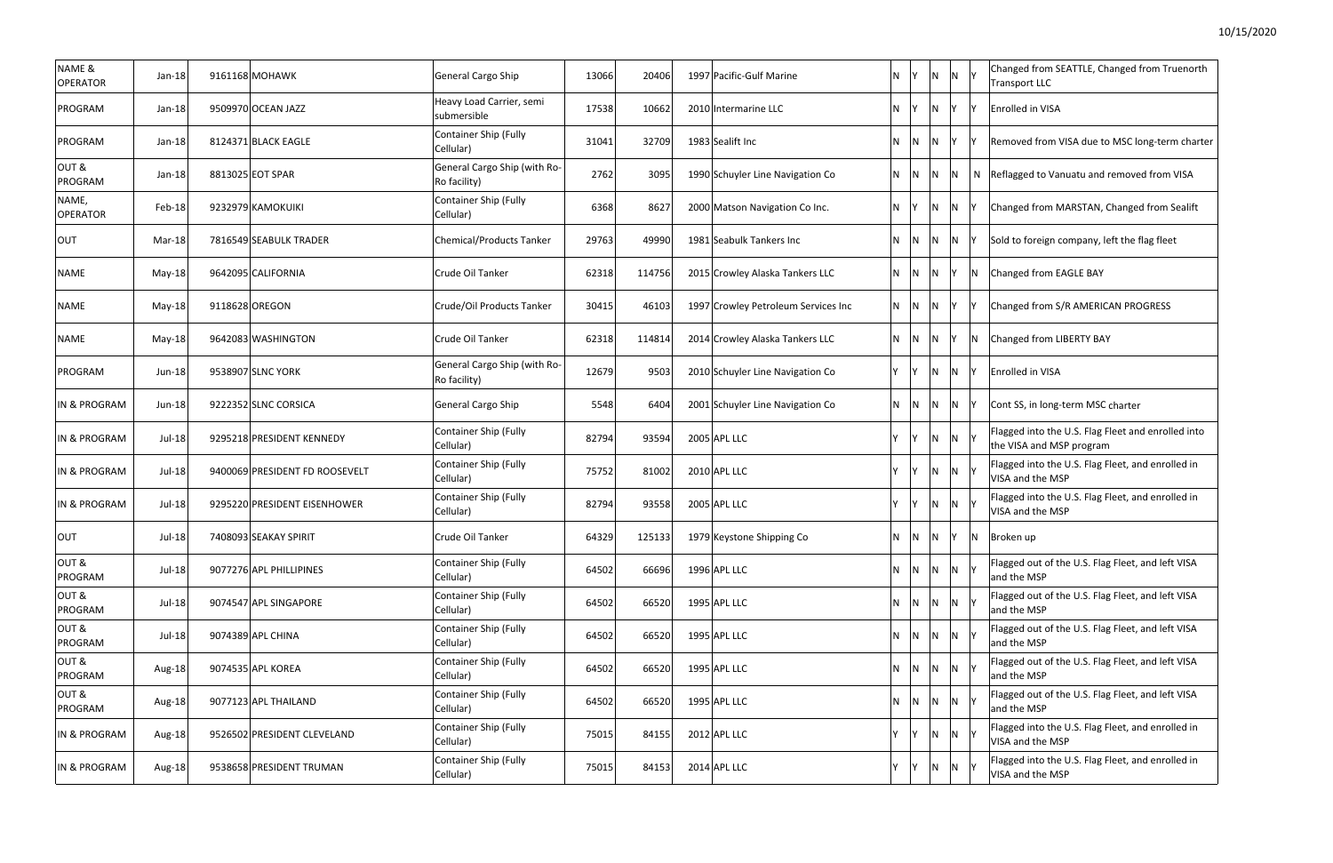| NAME & OPERATOR | Jan-18 | 9161168 | MOHAWK | General Cargo Ship | 13066 | 20406 | 1997 | Pacific-Gulf Marine | N | Y | N | N | Y | Changed from SEATTLE, Changed from Truenorth Transport LLC |
|---|---|---|---|---|---|---|---|---|---|---|---|---|---|---|
| PROGRAM | Jan-18 | 9509970 | OCEAN JAZZ | Heavy Load Carrier, semi submersible | 17538 | 10662 | 2010 | Intermarine LLC | N | Y | N | Y | Y | Enrolled in VISA |
| PROGRAM | Jan-18 | 8124371 | BLACK EAGLE | Container Ship (Fully Cellular) | 31041 | 32709 | 1983 | Sealift Inc | N | N | N | Y | Y | Removed from VISA due to MSC long-term charter |
| OUT & PROGRAM | Jan-18 | 8813025 | EOT SPAR | General Cargo Ship (with Ro-Ro facility) | 2762 | 3095 | 1990 | Schuyler Line Navigation Co | N | N | N | N | N | Reflagged to Vanuatu and removed from VISA |
| NAME, OPERATOR | Feb-18 | 9232979 | KAMOKUIKI | Container Ship (Fully Cellular) | 6368 | 8627 | 2000 | Matson Navigation Co Inc. | N | Y | N | N | Y | Changed from MARSTAN, Changed from Sealift |
| OUT | Mar-18 | 7816549 | SEABULK TRADER | Chemical/Products Tanker | 29763 | 49990 | 1981 | Seabulk Tankers Inc | N | N | N | N | Y | Sold to foreign company, left the flag fleet |
| NAME | May-18 | 9642095 | CALIFORNIA | Crude Oil Tanker | 62318 | 114756 | 2015 | Crowley Alaska Tankers LLC | N | N | N | Y | N | Changed from EAGLE BAY |
| NAME | May-18 | 9118628 | OREGON | Crude/Oil Products Tanker | 30415 | 46103 | 1997 | Crowley Petroleum Services Inc | N | N | N | Y | Y | Changed from S/R AMERICAN PROGRESS |
| NAME | May-18 | 9642083 | WASHINGTON | Crude Oil Tanker | 62318 | 114814 | 2014 | Crowley Alaska Tankers LLC | N | N | N | Y | N | Changed from LIBERTY BAY |
| PROGRAM | Jun-18 | 9538907 | SLNC YORK | General Cargo Ship (with Ro-Ro facility) | 12679 | 9503 | 2010 | Schuyler Line Navigation Co | Y | Y | N | N | Y | Enrolled in VISA |
| IN & PROGRAM | Jun-18 | 9222352 | SLNC CORSICA | General Cargo Ship | 5548 | 6404 | 2001 | Schuyler Line Navigation Co | N | N | N | N | Y | Cont SS, in long-term MSC charter |
| IN & PROGRAM | Jul-18 | 9295218 | PRESIDENT KENNEDY | Container Ship (Fully Cellular) | 82794 | 93594 | 2005 | APL LLC | Y | Y | N | N | Y | Flagged into the U.S. Flag Fleet and enrolled into the VISA and MSP program |
| IN & PROGRAM | Jul-18 | 9400069 | PRESIDENT FD ROOSEVELT | Container Ship (Fully Cellular) | 75752 | 81002 | 2010 | APL LLC | Y | Y | N | N | Y | Flagged into the U.S. Flag Fleet, and enrolled in VISA and the MSP |
| IN & PROGRAM | Jul-18 | 9295220 | PRESIDENT EISENHOWER | Container Ship (Fully Cellular) | 82794 | 93558 | 2005 | APL LLC | Y | Y | N | N | Y | Flagged into the U.S. Flag Fleet, and enrolled in VISA and the MSP |
| OUT | Jul-18 | 7408093 | SEAKAY SPIRIT | Crude Oil Tanker | 64329 | 125133 | 1979 | Keystone Shipping Co | N | N | N | Y | N | Broken up |
| OUT & PROGRAM | Jul-18 | 9077276 | APL PHILLIPINES | Container Ship (Fully Cellular) | 64502 | 66696 | 1996 | APL LLC | N | N | N | N | Y | Flagged out of the U.S. Flag Fleet, and left VISA and the MSP |
| OUT & PROGRAM | Jul-18 | 9074547 | APL SINGAPORE | Container Ship (Fully Cellular) | 64502 | 66520 | 1995 | APL LLC | N | N | N | N | Y | Flagged out of the U.S. Flag Fleet, and left VISA and the MSP |
| OUT & PROGRAM | Jul-18 | 9074389 | APL CHINA | Container Ship (Fully Cellular) | 64502 | 66520 | 1995 | APL LLC | N | N | N | N | Y | Flagged out of the U.S. Flag Fleet, and left VISA and the MSP |
| OUT & PROGRAM | Aug-18 | 9074535 | APL KOREA | Container Ship (Fully Cellular) | 64502 | 66520 | 1995 | APL LLC | N | N | N | N | Y | Flagged out of the U.S. Flag Fleet, and left VISA and the MSP |
| OUT & PROGRAM | Aug-18 | 9077123 | APL THAILAND | Container Ship (Fully Cellular) | 64502 | 66520 | 1995 | APL LLC | N | N | N | N | Y | Flagged out of the U.S. Flag Fleet, and left VISA and the MSP |
| IN & PROGRAM | Aug-18 | 9526502 | PRESIDENT CLEVELAND | Container Ship (Fully Cellular) | 75015 | 84155 | 2012 | APL LLC | Y | Y | N | N | Y | Flagged into the U.S. Flag Fleet, and enrolled in VISA and the MSP |
| IN & PROGRAM | Aug-18 | 9538658 | PRESIDENT TRUMAN | Container Ship (Fully Cellular) | 75015 | 84153 | 2014 | APL LLC | Y | Y | N | N | Y | Flagged into the U.S. Flag Fleet, and enrolled in VISA and the MSP |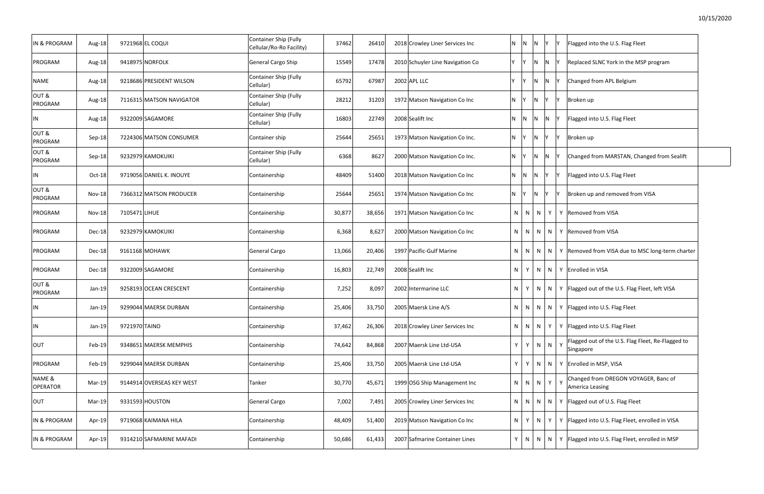| IN & PROGRAM | Aug-18 | 9721968 | EL COQUI | Container Ship (Fully Cellular/Ro-Ro Facility) | 37462 | 26410 | 2018 | Crowley Liner Services Inc | N | N | N | Y | Y | Flagged into the U.S. Flag Fleet |
|---|---|---|---|---|---|---|---|---|---|---|---|---|---|---|
| PROGRAM | Aug-18 | 9418975 | NORFOLK | General Cargo Ship | 15549 | 17478 | 2010 | Schuyler Line Navigation Co | Y | Y | N | N | Y | Replaced SLNC York in the MSP program |
| NAME | Aug-18 | 9218686 | PRESIDENT WILSON | Container Ship (Fully Cellular) | 65792 | 67987 | 2002 | APL LLC | Y | Y | N | N | Y | Changed from APL Belgium |
| OUT & PROGRAM | Aug-18 | 7116315 | MATSON NAVIGATOR | Container Ship (Fully Cellular) | 28212 | 31203 | 1972 | Matson Navigation Co Inc | N | Y | N | Y | Y | Broken up |
| IN | Aug-18 | 9322009 | SAGAMORE | Container Ship (Fully Cellular) | 16803 | 22749 | 2008 | Sealift Inc | N | N | N | N | Y | Flagged into U.S. Flag Fleet |
| OUT & PROGRAM | Sep-18 | 7224306 | MATSON CONSUMER | Container ship | 25644 | 25651 | 1973 | Matson Navigation Co Inc. | N | Y | N | Y | Y | Broken up |
| OUT & PROGRAM | Sep-18 | 9232979 | KAMOKUIKI | Container Ship (Fully Cellular) | 6368 | 8627 | 2000 | Matson Navigation Co Inc. | N | Y | N | N | Y | Changed from MARSTAN, Changed from Sealift |
| IN | Oct-18 | 9719056 | DANIEL K. INOUYE | Containership | 48409 | 51400 | 2018 | Matson Navigation Co Inc | N | N | N | Y | Y | Flagged into U.S. Flag Fleet |
| OUT & PROGRAM | Nov-18 | 7366312 | MATSON PRODUCER | Containership | 25644 | 25651 | 1974 | Matson Navigation Co Inc | N | Y | N | Y | Y | Broken up and removed from VISA |
| PROGRAM | Nov-18 | 7105471 | LIHUE | Containership | 30,877 | 38,656 | 1971 | Matson Navigation Co Inc | N | N | N | Y | Y | Removed from VISA |
| PROGRAM | Dec-18 | 9232979 | KAMOKUIKI | Containership | 6,368 | 8,627 | 2000 | Matson Navigation Co Inc | N | N | N | N | Y | Removed from VISA |
| PROGRAM | Dec-18 | 9161168 | MOHAWK | General Cargo | 13,066 | 20,406 | 1997 | Pacific-Gulf Marine | N | N | N | N | Y | Removed from VISA due to MSC long-term charter |
| PROGRAM | Dec-18 | 9322009 | SAGAMORE | Containership | 16,803 | 22,749 | 2008 | Sealift Inc | N | Y | N | N | Y | Enrolled in VISA |
| OUT & PROGRAM | Jan-19 | 9258193 | OCEAN CRESCENT | Containership | 7,252 | 8,097 | 2002 | Intermarine LLC | N | Y | N | N | Y | Flagged out of the U.S. Flag Fleet, left VISA |
| IN | Jan-19 | 9299044 | MAERSK DURBAN | Containership | 25,406 | 33,750 | 2005 | Maersk Line A/S | N | N | N | N | Y | Flagged into U.S. Flag Fleet |
| IN | Jan-19 | 9721970 | TAINO | Containership | 37,462 | 26,306 | 2018 | Crowley Liner Services Inc | N | N | N | Y | Y | Flagged into U.S. Flag Fleet |
| OUT | Feb-19 | 9348651 | MAERSK MEMPHIS | Containership | 74,642 | 84,868 | 2007 | Maersk Line Ltd-USA | Y | Y | N | N | Y | Flagged out of the U.S. Flag Fleet, Re-Flagged to Singapore |
| PROGRAM | Feb-19 | 9299044 | MAERSK DURBAN | Containership | 25,406 | 33,750 | 2005 | Maersk Line Ltd-USA | Y | Y | N | N | Y | Enrolled in MSP, VISA |
| NAME & OPERATOR | Mar-19 | 9144914 | OVERSEAS KEY WEST | Tanker | 30,770 | 45,671 | 1999 | OSG Ship Management Inc | N | N | N | Y | Y | Changed from OREGON VOYAGER, Banc of America Leasing |
| OUT | Mar-19 | 9331593 | HOUSTON | General Cargo | 7,002 | 7,491 | 2005 | Crowley Liner Services Inc | N | N | N | N | Y | Flagged out of U.S. Flag Fleet |
| IN & PROGRAM | Apr-19 | 9719068 | KAIMANA HILA | Containership | 48,409 | 51,400 | 2019 | Matson Navigation Co Inc | N | Y | N | Y | Y | Flagged into U.S. Flag Fleet, enrolled in VISA |
| IN & PROGRAM | Apr-19 | 9314210 | SAFMARINE MAFADI | Containership | 50,686 | 61,433 | 2007 | Safmarine Container Lines | Y | N | N | N | Y | Flagged into U.S. Flag Fleet, enrolled in MSP |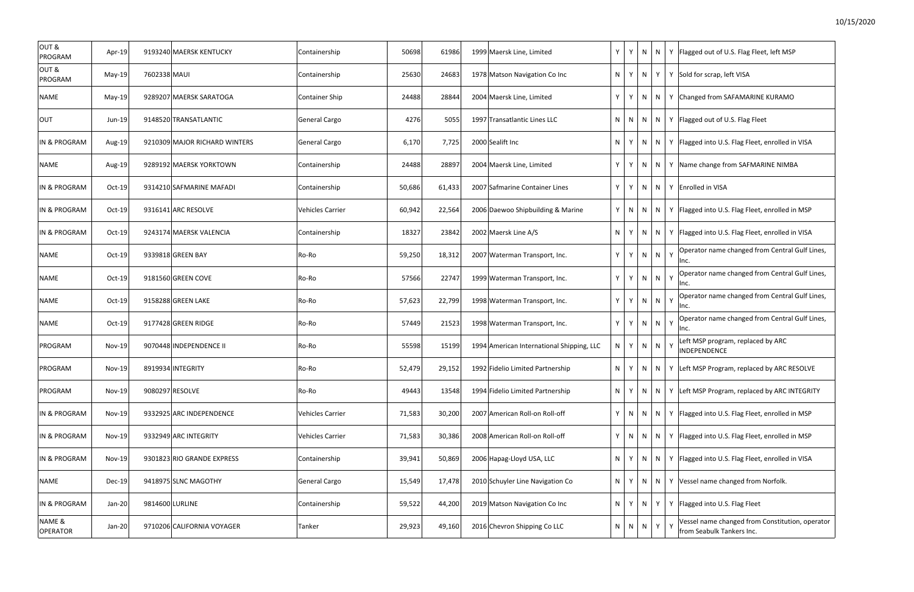| | | | | | | | | | | | | | | |
|---|---|---|---|---|---|---|---|---|---|---|---|---|---|---|
| OUT & PROGRAM | Apr-19 | 9193240 | MAERSK KENTUCKY | Containership | 50698 | 61986 | 1999 | Maersk Line, Limited | Y | Y | N | N | Y | Flagged out of U.S. Flag Fleet, left MSP |
| OUT & PROGRAM | May-19 | 7602338 | MAUI | Containership | 25630 | 24683 | 1978 | Matson Navigation Co Inc | N | Y | N | Y | Y | Sold for scrap, left VISA |
| NAME | May-19 | 9289207 | MAERSK SARATOGA | Container Ship | 24488 | 28844 | 2004 | Maersk Line, Limited | Y | Y | N | N | Y | Changed from SAFAMARINE KURAMO |
| OUT | Jun-19 | 9148520 | TRANSATLANTIC | General Cargo | 4276 | 5055 | 1997 | Transatlantic Lines LLC | N | N | N | N | Y | Flagged out of U.S. Flag Fleet |
| IN & PROGRAM | Aug-19 | 9210309 | MAJOR RICHARD WINTERS | General Cargo | 6,170 | 7,725 | 2000 | Sealift Inc | N | Y | N | N | Y | Flagged into U.S. Flag Fleet, enrolled in VISA |
| NAME | Aug-19 | 9289192 | MAERSK YORKTOWN | Containership | 24488 | 28897 | 2004 | Maersk Line, Limited | Y | Y | N | N | Y | Name change from SAFMARINE NIMBA |
| IN & PROGRAM | Oct-19 | 9314210 | SAFMARINE MAFADI | Containership | 50,686 | 61,433 | 2007 | Safmarine Container Lines | Y | Y | N | N | Y | Enrolled in VISA |
| IN & PROGRAM | Oct-19 | 9316141 | ARC RESOLVE | Vehicles Carrier | 60,942 | 22,564 | 2006 | Daewoo Shipbuilding & Marine | Y | N | N | N | Y | Flagged into U.S. Flag Fleet, enrolled in MSP |
| IN & PROGRAM | Oct-19 | 9243174 | MAERSK VALENCIA | Containership | 18327 | 23842 | 2002 | Maersk Line A/S | N | Y | N | N | Y | Flagged into U.S. Flag Fleet, enrolled in VISA |
| NAME | Oct-19 | 9339818 | GREEN BAY | Ro-Ro | 59,250 | 18,312 | 2007 | Waterman Transport, Inc. | Y | Y | N | N | Y | Operator name changed from Central Gulf Lines, Inc. |
| NAME | Oct-19 | 9181560 | GREEN COVE | Ro-Ro | 57566 | 22747 | 1999 | Waterman Transport, Inc. | Y | Y | N | N | Y | Operator name changed from Central Gulf Lines, Inc. |
| NAME | Oct-19 | 9158288 | GREEN LAKE | Ro-Ro | 57,623 | 22,799 | 1998 | Waterman Transport, Inc. | Y | Y | N | N | Y | Operator name changed from Central Gulf Lines, Inc. |
| NAME | Oct-19 | 9177428 | GREEN RIDGE | Ro-Ro | 57449 | 21523 | 1998 | Waterman Transport, Inc. | Y | Y | N | N | Y | Operator name changed from Central Gulf Lines, Inc. |
| PROGRAM | Nov-19 | 9070448 | INDEPENDENCE II | Ro-Ro | 55598 | 15199 | 1994 | American International Shipping, LLC | N | Y | N | N | Y | Left MSP program, replaced by ARC INDEPENDENCE |
| PROGRAM | Nov-19 | 8919934 | INTEGRITY | Ro-Ro | 52,479 | 29,152 | 1992 | Fidelio Limited Partnership | N | Y | N | N | Y | Left MSP Program, replaced by ARC RESOLVE |
| PROGRAM | Nov-19 | 9080297 | RESOLVE | Ro-Ro | 49443 | 13548 | 1994 | Fidelio Limited Partnership | N | Y | N | N | Y | Left MSP Program, replaced by ARC INTEGRITY |
| IN & PROGRAM | Nov-19 | 9332925 | ARC INDEPENDENCE | Vehicles Carrier | 71,583 | 30,200 | 2007 | American Roll-on Roll-off | Y | N | N | N | Y | Flagged into U.S. Flag Fleet, enrolled in MSP |
| IN & PROGRAM | Nov-19 | 9332949 | ARC INTEGRITY | Vehicles Carrier | 71,583 | 30,386 | 2008 | American Roll-on Roll-off | Y | N | N | N | Y | Flagged into U.S. Flag Fleet, enrolled in MSP |
| IN & PROGRAM | Nov-19 | 9301823 | RIO GRANDE EXPRESS | Containership | 39,941 | 50,869 | 2006 | Hapag-Lloyd USA, LLC | N | Y | N | N | Y | Flagged into U.S. Flag Fleet, enrolled in VISA |
| NAME | Dec-19 | 9418975 | SLNC MAGOTHY | General Cargo | 15,549 | 17,478 | 2010 | Schuyler Line Navigation Co | N | Y | N | N | Y | Vessel name changed from Norfolk. |
| IN & PROGRAM | Jan-20 | 9814600 | LURLINE | Containership | 59,522 | 44,200 | 2019 | Matson Navigation Co Inc | N | Y | N | Y | Y | Flagged into U.S. Flag Fleet |
| NAME & OPERATOR | Jan-20 | 9710206 | CALIFORNIA VOYAGER | Tanker | 29,923 | 49,160 | 2016 | Chevron Shipping Co LLC | N | N | N | Y | Y | Vessel name changed from Constitution, operator from Seabulk Tankers Inc. |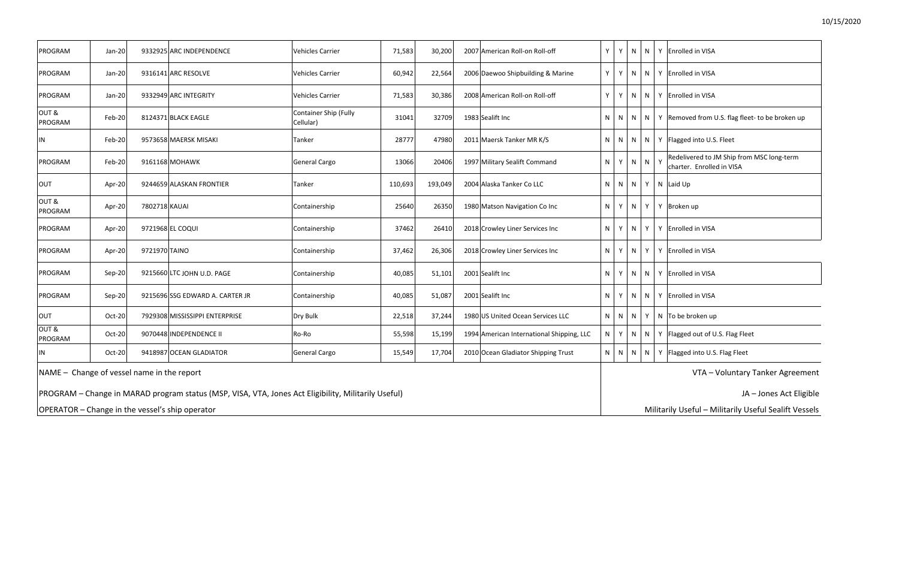| | | | | | | | | | | | | | | |
|---|---|---|---|---|---|---|---|---|---|---|---|---|---|---|
| PROGRAM | Jan-20 | 9332925 | ARC INDEPENDENCE | Vehicles Carrier | 71,583 | 30,200 | 2007 | American Roll-on Roll-off | Y | Y | N | N | Y | Enrolled in VISA |
| PROGRAM | Jan-20 | 9316141 | ARC RESOLVE | Vehicles Carrier | 60,942 | 22,564 | 2006 | Daewoo Shipbuilding & Marine | Y | Y | N | N | Y | Enrolled in VISA |
| PROGRAM | Jan-20 | 9332949 | ARC INTEGRITY | Vehicles Carrier | 71,583 | 30,386 | 2008 | American Roll-on Roll-off | Y | Y | N | N | Y | Enrolled in VISA |
| OUT & PROGRAM | Feb-20 | 8124371 | BLACK EAGLE | Container Ship (Fully Cellular) | 31041 | 32709 | 1983 | Sealift Inc | N | N | N | N | Y | Removed from U.S. flag fleet- to be broken up |
| IN | Feb-20 | 9573658 | MAERSK MISAKI | Tanker | 28777 | 47980 | 2011 | Maersk Tanker MR K/S | N | N | N | N | Y | Flagged into U.S. Fleet |
| PROGRAM | Feb-20 | 9161168 | MOHAWK | General Cargo | 13066 | 20406 | 1997 | Military Sealift Command | N | Y | N | N | Y | Redelivered to JM Ship from MSC long-term charter. Enrolled in VISA |
| OUT | Apr-20 | 9244659 | ALASKAN FRONTIER | Tanker | 110,693 | 193,049 | 2004 | Alaska Tanker Co LLC | N | N | N | Y | N | Laid Up |
| OUT & PROGRAM | Apr-20 | 7802718 | KAUAI | Containership | 25640 | 26350 | 1980 | Matson Navigation Co Inc | N | Y | N | Y | Y | Broken up |
| PROGRAM | Apr-20 | 9721968 | EL COQUI | Containership | 37462 | 26410 | 2018 | Crowley Liner Services Inc | N | Y | N | Y | Y | Enrolled in VISA |
| PROGRAM | Apr-20 | 9721970 | TAINO | Containership | 37,462 | 26,306 | 2018 | Crowley Liner Services Inc | N | Y | N | Y | Y | Enrolled in VISA |
| PROGRAM | Sep-20 | 9215660 | LTC JOHN U.D. PAGE | Containership | 40,085 | 51,101 | 2001 | Sealift Inc | N | Y | N | N | Y | Enrolled in VISA |
| PROGRAM | Sep-20 | 9215696 | SSG EDWARD A. CARTER JR | Containership | 40,085 | 51,087 | 2001 | Sealift Inc | N | Y | N | N | Y | Enrolled in VISA |
| OUT | Oct-20 | 7929308 | MISSISSIPPI ENTERPRISE | Dry Bulk | 22,518 | 37,244 | 1980 | US United Ocean Services LLC | N | N | N | Y | N | To be broken up |
| OUT & PROGRAM | Oct-20 | 9070448 | INDEPENDENCE II | Ro-Ro | 55,598 | 15,199 | 1994 | American International Shipping, LLC | N | Y | N | N | Y | Flagged out of U.S. Flag Fleet |
| IN | Oct-20 | 9418987 | OCEAN GLADIATOR | General Cargo | 15,549 | 17,704 | 2010 | Ocean Gladiator Shipping Trust | N | N | N | N | Y | Flagged into U.S. Flag Fleet |

NAME – Change of vessel name in the report

PROGRAM – Change in MARAD program status (MSP, VISA, VTA, Jones Act Eligibility, Militarily Useful)

OPERATOR – Change in the vessel's ship operator

VTA – Voluntary Tanker Agreement

JA – Jones Act Eligible

Militarily Useful – Militarily Useful Sealift Vessels